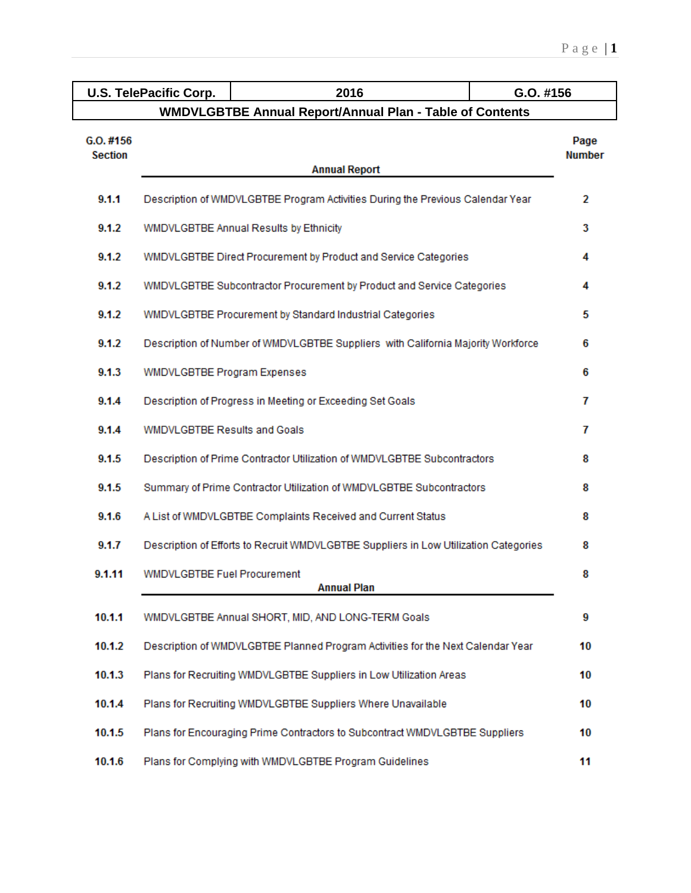| U.S. TelePacific Corp. | 2016 | G.O. #156 |
|---|---|---|
| WMDVLGBTBE Annual Report/Annual Plan - Table of Contents | | |

| G.O. #156 Section | Annual Report | Page Number |
|---|---|---|
| 9.1.1 | Description of WMDVLGBTBE Program Activities During the Previous Calendar Year | 2 |
| 9.1.2 | WMDVLGBTBE Annual Results by Ethnicity | 3 |
| 9.1.2 | WMDVLGBTBE Direct Procurement by Product and Service Categories | 4 |
| 9.1.2 | WMDVLGBTBE Subcontractor Procurement by Product and Service Categories | 4 |
| 9.1.2 | WMDVLGBTBE Procurement by Standard Industrial Categories | 5 |
| 9.1.2 | Description of Number of WMDVLGBTBE Suppliers with California Majority Workforce | 6 |
| 9.1.3 | WMDVLGBTBE Program Expenses | 6 |
| 9.1.4 | Description of Progress in Meeting or Exceeding Set Goals | 7 |
| 9.1.4 | WMDVLGBTBE Results and Goals | 7 |
| 9.1.5 | Description of Prime Contractor Utilization of WMDVLGBTBE Subcontractors | 8 |
| 9.1.5 | Summary of Prime Contractor Utilization of WMDVLGBTBE Subcontractors | 8 |
| 9.1.6 | A List of WMDVLGBTBE Complaints Received and Current Status | 8 |
| 9.1.7 | Description of Efforts to Recruit WMDVLGBTBE Suppliers in Low Utilization Categories | 8 |
| 9.1.11 | WMDVLGBTBE Fuel Procurement | 8 |
| | **Annual Plan** | |
| 10.1.1 | WMDVLGBTBE Annual SHORT, MID, AND LONG-TERM Goals | 9 |
| 10.1.2 | Description of WMDVLGBTBE Planned Program Activities for the Next Calendar Year | 10 |
| 10.1.3 | Plans for Recruiting WMDVLGBTBE Suppliers in Low Utilization Areas | 10 |
| 10.1.4 | Plans for Recruiting WMDVLGBTBE Suppliers Where Unavailable | 10 |
| 10.1.5 | Plans for Encouraging Prime Contractors to Subcontract WMDVLGBTBE Suppliers | 10 |
| 10.1.6 | Plans for Complying with WMDVLGBTBE Program Guidelines | 11 |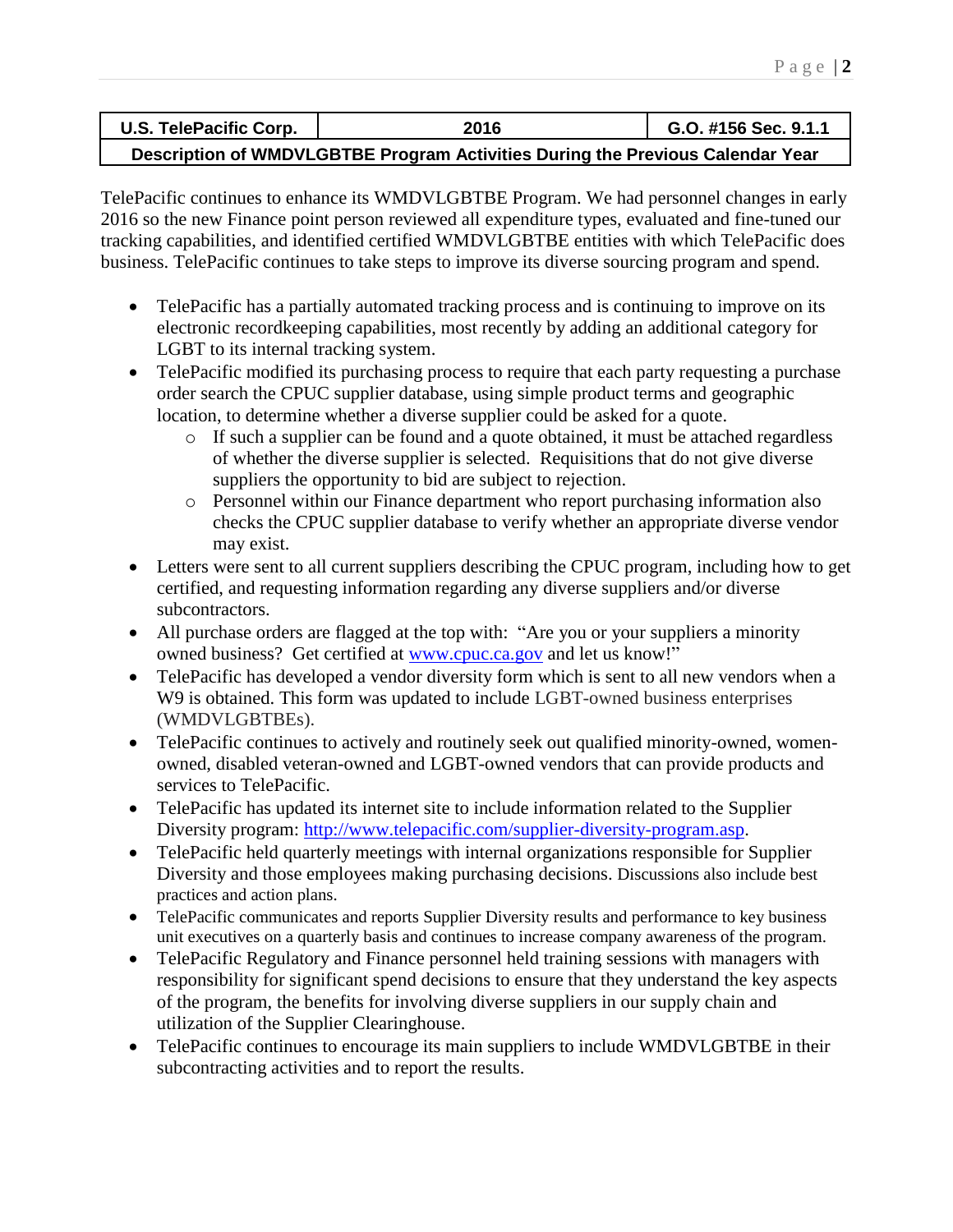| U.S. TelePacific Corp. | 2016 | G.O. #156 Sec. 9.1.1 |
| --- | --- | --- |
| **Description of WMDVLGBTBE Program Activities During the Previous Calendar Year** | | |

TelePacific continues to enhance its WMDVLGBTBE Program. We had personnel changes in early 2016 so the new Finance point person reviewed all expenditure types, evaluated and fine-tuned our tracking capabilities, and identified certified WMDVLGBTBE entities with which TelePacific does business. TelePacific continues to take steps to improve its diverse sourcing program and spend.

- TelePacific has a partially automated tracking process and is continuing to improve on its electronic recordkeeping capabilities, most recently by adding an additional category for LGBT to its internal tracking system.
- TelePacific modified its purchasing process to require that each party requesting a purchase order search the CPUC supplier database, using simple product terms and geographic location, to determine whether a diverse supplier could be asked for a quote.
  - If such a supplier can be found and a quote obtained, it must be attached regardless of whether the diverse supplier is selected. Requisitions that do not give diverse suppliers the opportunity to bid are subject to rejection.
  - Personnel within our Finance department who report purchasing information also checks the CPUC supplier database to verify whether an appropriate diverse vendor may exist.
- Letters were sent to all current suppliers describing the CPUC program, including how to get certified, and requesting information regarding any diverse suppliers and/or diverse subcontractors.
- All purchase orders are flagged at the top with: "Are you or your suppliers a minority owned business? Get certified at [www.cpuc.ca.gov](http://www.cpuc.ca.gov) and let us know!"
- TelePacific has developed a vendor diversity form which is sent to all new vendors when a W9 is obtained. This form was updated to include LGBT-owned business enterprises (WMDVLGBTBEs).
- TelePacific continues to actively and routinely seek out qualified minority-owned, women-owned, disabled veteran-owned and LGBT-owned vendors that can provide products and services to TelePacific.
- TelePacific has updated its internet site to include information related to the Supplier Diversity program: [http://www.telepacific.com/supplier-diversity-program.asp](http://www.telepacific.com/supplier-diversity-program.asp).
- TelePacific held quarterly meetings with internal organizations responsible for Supplier Diversity and those employees making purchasing decisions. Discussions also include best practices and action plans.
- TelePacific communicates and reports Supplier Diversity results and performance to key business unit executives on a quarterly basis and continues to increase company awareness of the program.
- TelePacific Regulatory and Finance personnel held training sessions with managers with responsibility for significant spend decisions to ensure that they understand the key aspects of the program, the benefits for involving diverse suppliers in our supply chain and utilization of the Supplier Clearinghouse.
- TelePacific continues to encourage its main suppliers to include WMDVLGBTBE in their subcontracting activities and to report the results.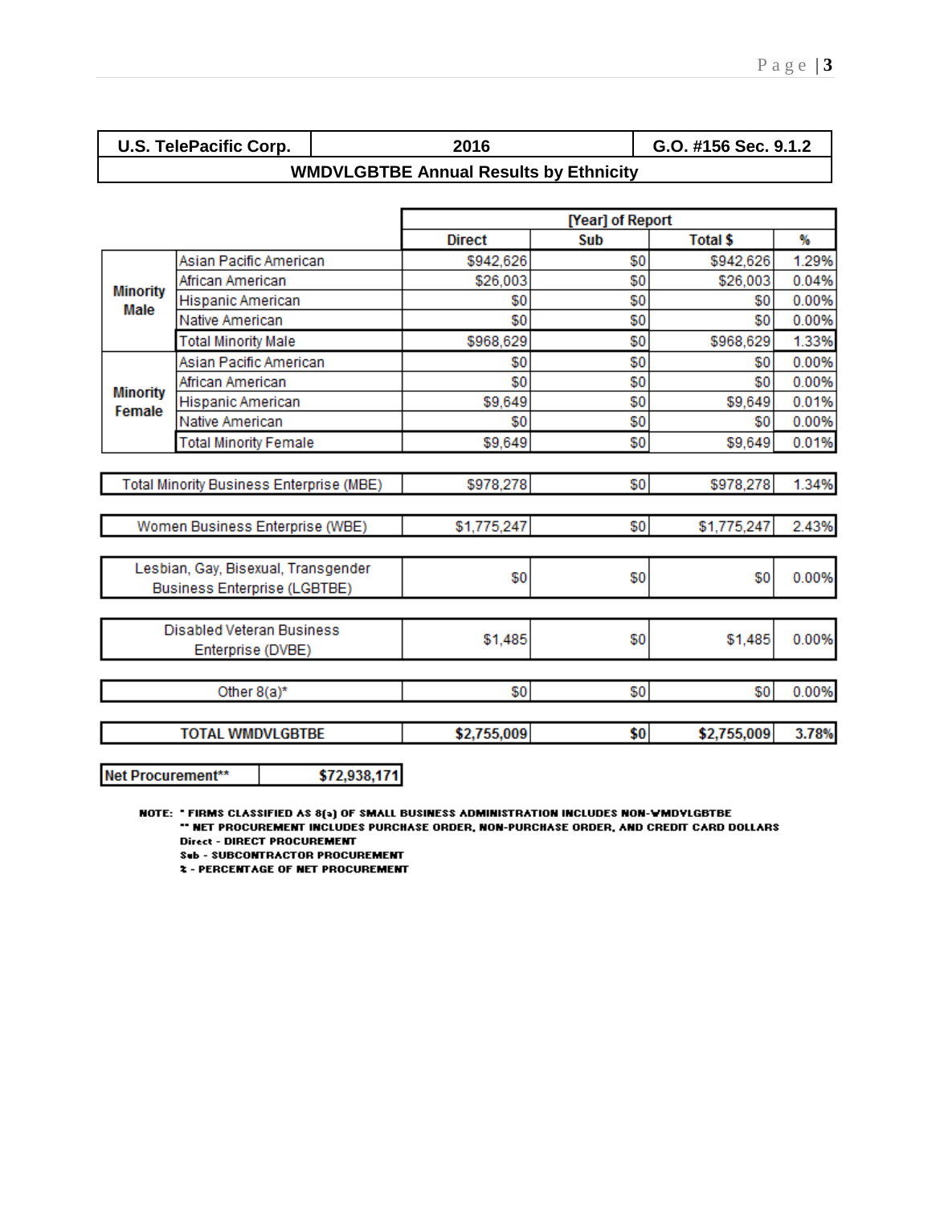| U.S. TelePacific Corp. | 2016 | G.O. #156 Sec. 9.1.2 |
|---|---|---|
| **WMDVLGBTBE Annual Results by Ethnicity** | | |

| | | [Year] of Report | | | |
|---|---|---|---|---|---|
| | | Direct | Sub | Total $ | % |
| Minority Male | Asian Pacific American | $942,626 | $0 | $942,626 | 1.29% |
| | African American | $26,003 | $0 | $26,003 | 0.04% |
| | Hispanic American | $0 | $0 | $0 | 0.00% |
| | Native American | $0 | $0 | $0 | 0.00% |
| | Total Minority Male | $968,629 | $0 | $968,629 | 1.33% |
| Minority Female | Asian Pacific American | $0 | $0 | $0 | 0.00% |
| | African American | $0 | $0 | $0 | 0.00% |
| | Hispanic American | $9,649 | $0 | $9,649 | 0.01% |
| | Native American | $0 | $0 | $0 | 0.00% |
| | Total Minority Female | $9,649 | $0 | $9,649 | 0.01% |
| Total Minority Business Enterprise (MBE) | | $978,278 | $0 | $978,278 | 1.34% |
| Women Business Enterprise (WBE) | | $1,775,247 | $0 | $1,775,247 | 2.43% |
| Lesbian, Gay, Bisexual, Transgender Business Enterprise (LGBTBE) | | $0 | $0 | $0 | 0.00% |
| Disabled Veteran Business Enterprise (DVBE) | | $1,485 | $0 | $1,485 | 0.00% |
| Other 8(a)* | | $0 | $0 | $0 | 0.00% |
| **TOTAL WMDVLGBTBE** | | **$2,755,009** | **$0** | **$2,755,009** | **3.78%** |

| Net Procurement** | $72,938,171 |
|---|---|

NOTE: * FIRMS CLASSIFIED AS 8(a) OF SMALL BUSINESS ADMINISTRATION INCLUDES NON-WMDVLGBTBE
** NET PROCUREMENT INCLUDES PURCHASE ORDER, NON-PURCHASE ORDER, AND CREDIT CARD DOLLARS
Direct - DIRECT PROCUREMENT
Sub - SUBCONTRACTOR PROCUREMENT
% - PERCENTAGE OF NET PROCUREMENT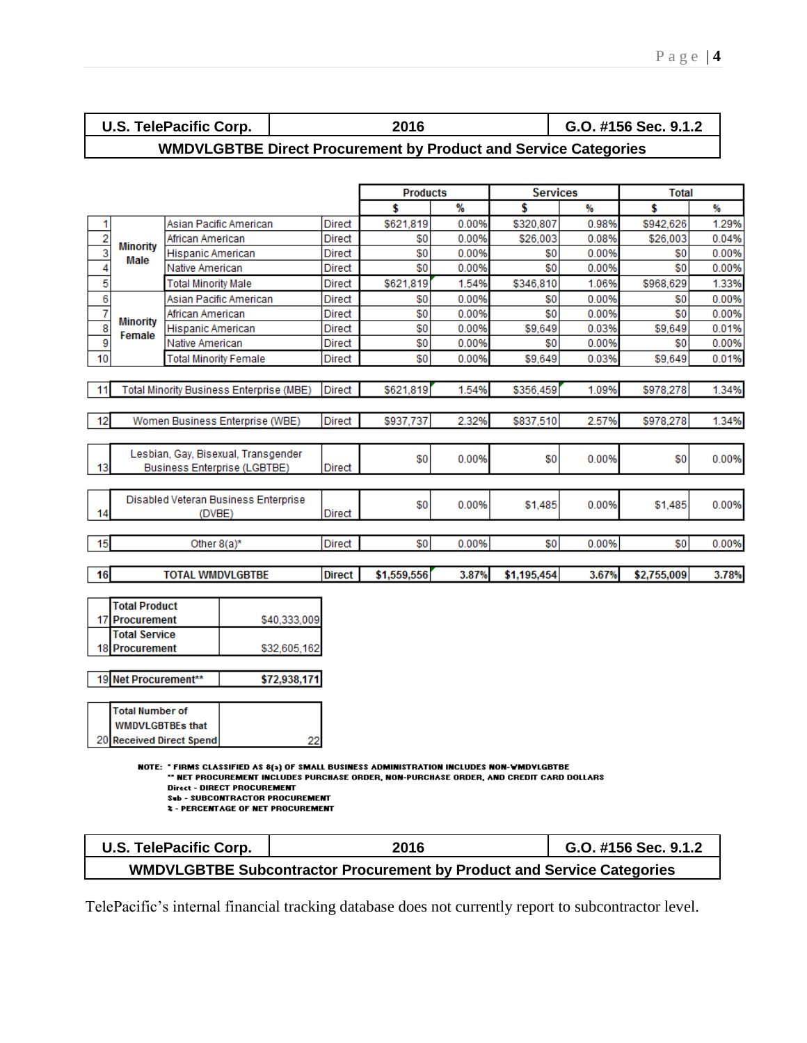| U.S. TelePacific Corp. | 2016 | G.O. #156 Sec. 9.1.2 |
|---|---|---|
| **WMDVLGBTBE Direct Procurement by Product and Service Categories** | | |

| # | | | | Products $ | Products % | Services $ | Services % | Total $ | Total % |
|---|---|---|---|---|---|---|---|---|---|
| 1 | Minority Male | Asian Pacific American | Direct | $621,819 | 0.00% | $320,807 | 0.98% | $942,626 | 1.29% |
| 2 | | African American | Direct | $0 | 0.00% | $26,003 | 0.08% | $26,003 | 0.04% |
| 3 | | Hispanic American | Direct | $0 | 0.00% | $0 | 0.00% | $0 | 0.00% |
| 4 | | Native American | Direct | $0 | 0.00% | $0 | 0.00% | $0 | 0.00% |
| 5 | | Total Minority Male | Direct | $621,819 | 1.54% | $346,810 | 1.06% | $968,629 | 1.33% |
| 6 | Minority Female | Asian Pacific American | Direct | $0 | 0.00% | $0 | 0.00% | $0 | 0.00% |
| 7 | | African American | Direct | $0 | 0.00% | $0 | 0.00% | $0 | 0.00% |
| 8 | | Hispanic American | Direct | $0 | 0.00% | $9,649 | 0.03% | $9,649 | 0.01% |
| 9 | | Native American | Direct | $0 | 0.00% | $0 | 0.00% | $0 | 0.00% |
| 10 | | Total Minority Female | Direct | $0 | 0.00% | $9,649 | 0.03% | $9,649 | 0.01% |
| 11 | Total Minority Business Enterprise (MBE) | | Direct | $621,819 | 1.54% | $356,459 | 1.09% | $978,278 | 1.34% |
| 12 | Women Business Enterprise (WBE) | | Direct | $937,737 | 2.32% | $837,510 | 2.57% | $978,278 | 1.34% |
| 13 | Lesbian, Gay, Bisexual, Transgender Business Enterprise (LGBTBE) | | Direct | $0 | 0.00% | $0 | 0.00% | $0 | 0.00% |
| 14 | Disabled Veteran Business Enterprise (DVBE) | | Direct | $0 | 0.00% | $1,485 | 0.00% | $1,485 | 0.00% |
| 15 | Other 8(a)* | | Direct | $0 | 0.00% | $0 | 0.00% | $0 | 0.00% |
| 16 | **TOTAL WMDVLGBTBE** | | **Direct** | **$1,559,556** | **3.87%** | **$1,195,454** | **3.67%** | **$2,755,009** | **3.78%** |

| # | | |
|---|---|---|
| 17 | **Total Product Procurement** | $40,333,009 |
| 18 | **Total Service Procurement** | $32,605,162 |
| 19 | **Net Procurement**** | **$72,938,171** |
| 20 | **Total Number of WMDVLGBTBEs that Received Direct Spend** | 22 |

NOTE: * FIRMS CLASSIFIED AS 8(a) OF SMALL BUSINESS ADMINISTRATION INCLUDES NON-WMDVLGBTBE
** NET PROCUREMENT INCLUDES PURCHASE ORDER, NON-PURCHASE ORDER, AND CREDIT CARD DOLLARS
Direct - DIRECT PROCUREMENT
Sub - SUBCONTRACTOR PROCUREMENT
% - PERCENTAGE OF NET PROCUREMENT

| U.S. TelePacific Corp. | 2016 | G.O. #156 Sec. 9.1.2 |
|---|---|---|
| **WMDVLGBTBE Subcontractor Procurement by Product and Service Categories** | | |

TelePacific's internal financial tracking database does not currently report to subcontractor level.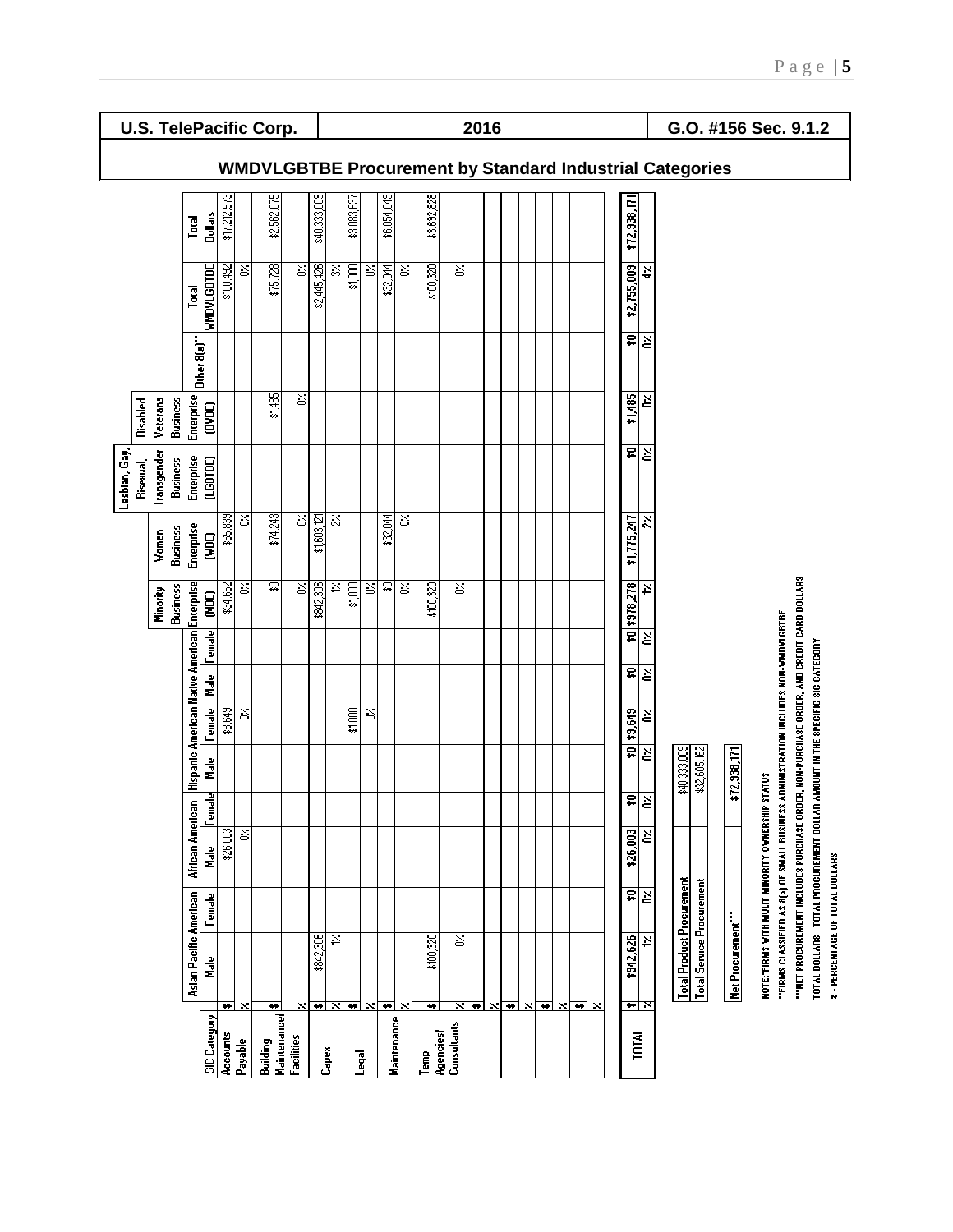| U.S. TelePacific Corp. | 2016 | G.O. #156 Sec. 9.1.2 |
|---|---|---|

## WMDVLGBTBE Procurement by Standard Industrial Categories

| SIC Category | | Asian Pacific American | | African American | | Hispanic American | | Native American | | Minority Business Enterprise (MBE) | Women Business Enterprise (WBE) | Lesbian, Gay, Bisexual, Transgender Business Enterprise (LGBTBE) | Disabled Veterans Business Enterprise (DVBE) | Other 8(a)** | Total WMDVLGBTBE | Total Dollars |
|---|---|---|---|---|---|---|---|---|---|---|---|---|---|---|---|---|
| | | Male | Female | Male | Female | Male | Female | Male | Female | | | | | | | |
| Accounts Payable | $ | | | $26,003 | | | $9,649 | | | $34,652 | $65,839 | | | | $100,492 | $17,212,573 |
| | % | | | 0% | | | 0% | | | 0% | 0% | | | | 0% | |
| Building Maintenance/ Facilities | $ | | | | | | | | | $0 | $74,243 | | $1,485 | | $75,728 | $2,562,075 |
| | % | | | | | | | | | 0% | 0% | | 0% | | 0% | |
| Capex | $ | $842,306 | | | | | | | | $842,306 | $1,603,121 | | | | $2,445,426 | $40,333,009 |
| | % | 1% | | | | | | | | 1% | 2% | | | | 3% | |
| Legal | $ | | | | | | $1,000 | | | $1,000 | | | | | $1,000 | $3,083,637 |
| | % | | | | | | 0% | | | 0% | | | | | 0% | |
| Maintenance | $ | | | | | | | | | $0 | $32,044 | | | | $32,044 | $6,054,049 |
| | % | | | | | | | | | 0% | 0% | | | | 0% | |
| Temp Agencies/ Consultants | $ | $100,320 | | | | | | | | $100,320 | | | | | $100,320 | $3,632,828 |
| | % | 0% | | | | | | | | 0% | | | | | 0% | |
| | $ | | | | | | | | | | | | | | | |
| | % | | | | | | | | | | | | | | | |
| | $ | | | | | | | | | | | | | | | |
| | % | | | | | | | | | | | | | | | |
| | $ | | | | | | | | | | | | | | | |
| | % | | | | | | | | | | | | | | | |
| | $ | | | | | | | | | | | | | | | |
| | % | | | | | | | | | | | | | | | |
| TOTAL | $ | $942,626 | $0 | $26,003 | $0 | $0 | $9,649 | $0 | $0 | $978,278 | $1,775,247 | $0 | $1,485 | $0 | $2,755,009 | $72,938,171 |
| | % | 1% | 0% | 0% | 0% | 0% | 0% | 0% | 0% | 1% | 2% | 0% | 0% | 0% | 4% | |

| | |
|---|---|
| Total Product Procurement | $40,333,009 |
| Total Service Procurement | $32,605,162 |
| | |
| Net Procurement*** | $72,938,171 |

NOTE: *FIRMS WITH MULIT MINORITY OWNERSHIP STATUS

**FIRMS CLASSIFIED AS 8(a) OF SMALL BUSINESS ADMINISTRATION INCLUDES NON-WMDVLGBTBE

***NET PROCUREMENT INCLUDES PURCHASE ORDER, NON-PURCHASE ORDER, AND CREDIT CARD DOLLARS

TOTAL DOLLARS - TOTAL PROCUREMENT DOLLAR AMOUNT IN THE SPECIFIC SIC CATEGORY

% - PERCENTAGE OF TOTAL DOLLARS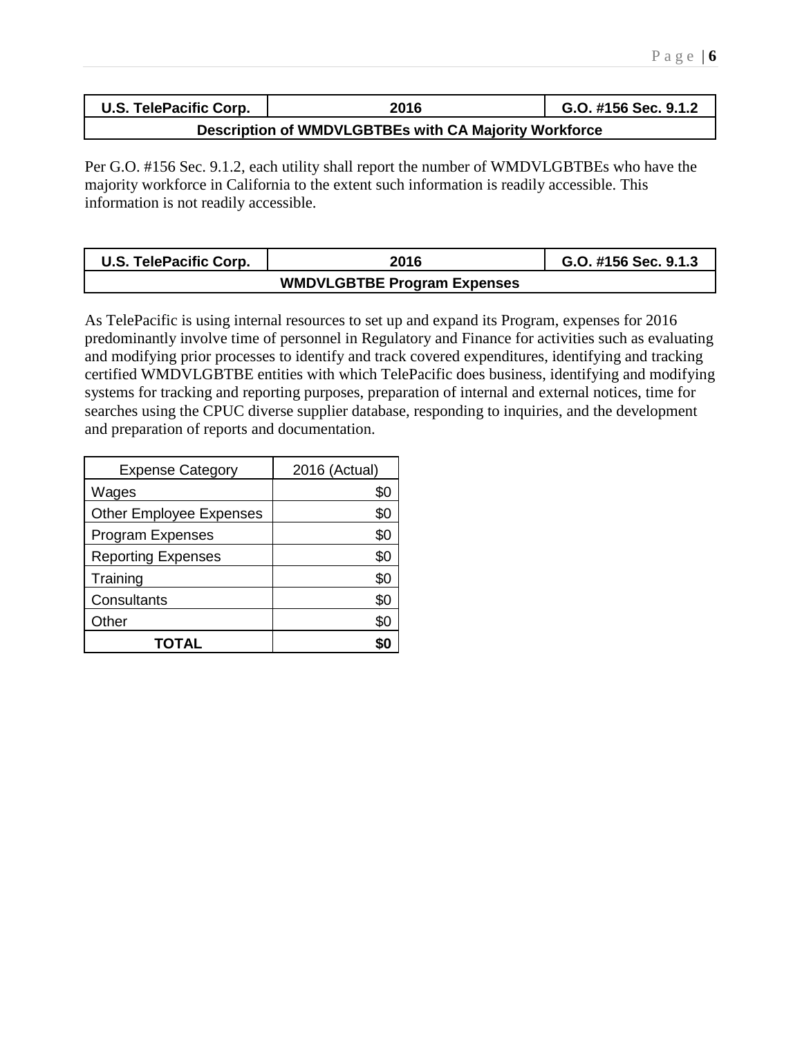| U.S. TelePacific Corp. | 2016 | G.O. #156 Sec. 9.1.2 |
| --- | --- | --- |
| Description of WMDVLGBTBEs with CA Majority Workforce | | |

Per G.O. #156 Sec. 9.1.2, each utility shall report the number of WMDVLGBTBEs who have the majority workforce in California to the extent such information is readily accessible. This information is not readily accessible.

| U.S. TelePacific Corp. | 2016 | G.O. #156 Sec. 9.1.3 |
| --- | --- | --- |
| WMDVLGBTBE Program Expenses | | |

As TelePacific is using internal resources to set up and expand its Program, expenses for 2016 predominantly involve time of personnel in Regulatory and Finance for activities such as evaluating and modifying prior processes to identify and track covered expenditures, identifying and tracking certified WMDVLGBTBE entities with which TelePacific does business, identifying and modifying systems for tracking and reporting purposes, preparation of internal and external notices, time for searches using the CPUC diverse supplier database, responding to inquiries, and the development and preparation of reports and documentation.

| Expense Category | 2016 (Actual) |
| --- | ---: |
| Wages | $0 |
| Other Employee Expenses | $0 |
| Program Expenses | $0 |
| Reporting Expenses | $0 |
| Training | $0 |
| Consultants | $0 |
| Other | $0 |
| **TOTAL** | **$0** |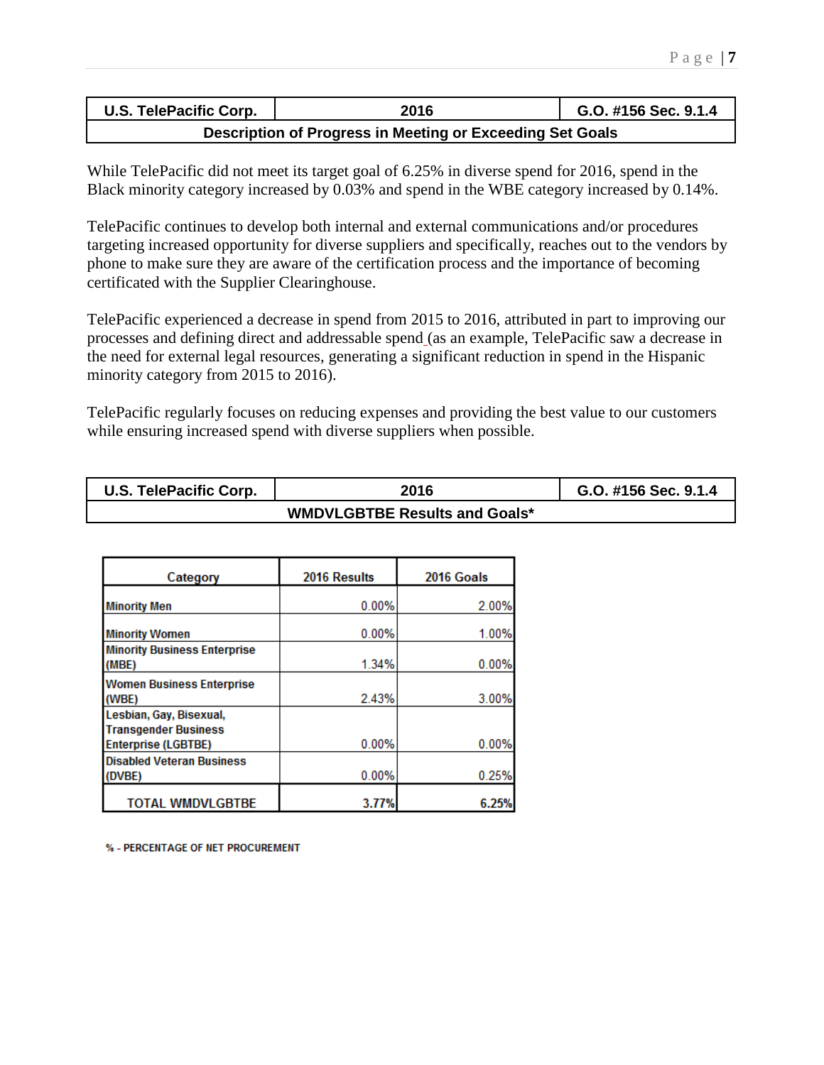| U.S. TelePacific Corp. | 2016 | G.O. #156 Sec. 9.1.4 |
| --- | --- | --- |
| **Description of Progress in Meeting or Exceeding Set Goals** | | |

While TelePacific did not meet its target goal of 6.25% in diverse spend for 2016, spend in the Black minority category increased by 0.03% and spend in the WBE category increased by 0.14%.

TelePacific continues to develop both internal and external communications and/or procedures targeting increased opportunity for diverse suppliers and specifically, reaches out to the vendors by phone to make sure they are aware of the certification process and the importance of becoming certificated with the Supplier Clearinghouse.

TelePacific experienced a decrease in spend from 2015 to 2016, attributed in part to improving our processes and defining direct and addressable spend (as an example, TelePacific saw a decrease in the need for external legal resources, generating a significant reduction in spend in the Hispanic minority category from 2015 to 2016).

TelePacific regularly focuses on reducing expenses and providing the best value to our customers while ensuring increased spend with diverse suppliers when possible.

| U.S. TelePacific Corp. | 2016 | G.O. #156 Sec. 9.1.4 |
| --- | --- | --- |
| **WMDVLGBTBE Results and Goals*** | | |

| Category | 2016 Results | 2016 Goals |
| --- | --- | --- |
| Minority Men | 0.00% | 2.00% |
| Minority Women | 0.00% | 1.00% |
| Minority Business Enterprise (MBE) | 1.34% | 0.00% |
| Women Business Enterprise (WBE) | 2.43% | 3.00% |
| Lesbian, Gay, Bisexual, Transgender Business Enterprise (LGBTBE) | 0.00% | 0.00% |
| Disabled Veteran Business (DVBE) | 0.00% | 0.25% |
| **TOTAL WMDVLGBTBE** | **3.77%** | **6.25%** |

% - PERCENTAGE OF NET PROCUREMENT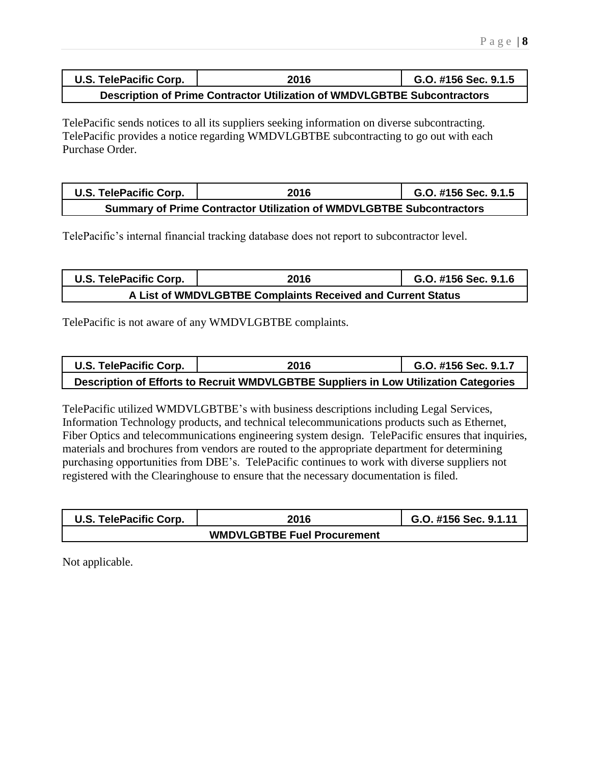| U.S. TelePacific Corp. | 2016 | G.O. #156 Sec. 9.1.5 |
|---|---|---|
| **Description of Prime Contractor Utilization of WMDVLGBTBE Subcontractors** | | |

TelePacific sends notices to all its suppliers seeking information on diverse subcontracting. TelePacific provides a notice regarding WMDVLGBTBE subcontracting to go out with each Purchase Order.

| U.S. TelePacific Corp. | 2016 | G.O. #156 Sec. 9.1.5 |
|---|---|---|
| **Summary of Prime Contractor Utilization of WMDVLGBTBE Subcontractors** | | |

TelePacific's internal financial tracking database does not report to subcontractor level.

| U.S. TelePacific Corp. | 2016 | G.O. #156 Sec. 9.1.6 |
|---|---|---|
| **A List of WMDVLGBTBE Complaints Received and Current Status** | | |

TelePacific is not aware of any WMDVLGBTBE complaints.

| U.S. TelePacific Corp. | 2016 | G.O. #156 Sec. 9.1.7 |
|---|---|---|
| **Description of Efforts to Recruit WMDVLGBTBE Suppliers in Low Utilization Categories** | | |

TelePacific utilized WMDVLGBTBE's with business descriptions including Legal Services, Information Technology products, and technical telecommunications products such as Ethernet, Fiber Optics and telecommunications engineering system design. TelePacific ensures that inquiries, materials and brochures from vendors are routed to the appropriate department for determining purchasing opportunities from DBE's. TelePacific continues to work with diverse suppliers not registered with the Clearinghouse to ensure that the necessary documentation is filed.

| U.S. TelePacific Corp. | 2016 | G.O. #156 Sec. 9.1.11 |
|---|---|---|
| **WMDVLGBTBE Fuel Procurement** | | |

Not applicable.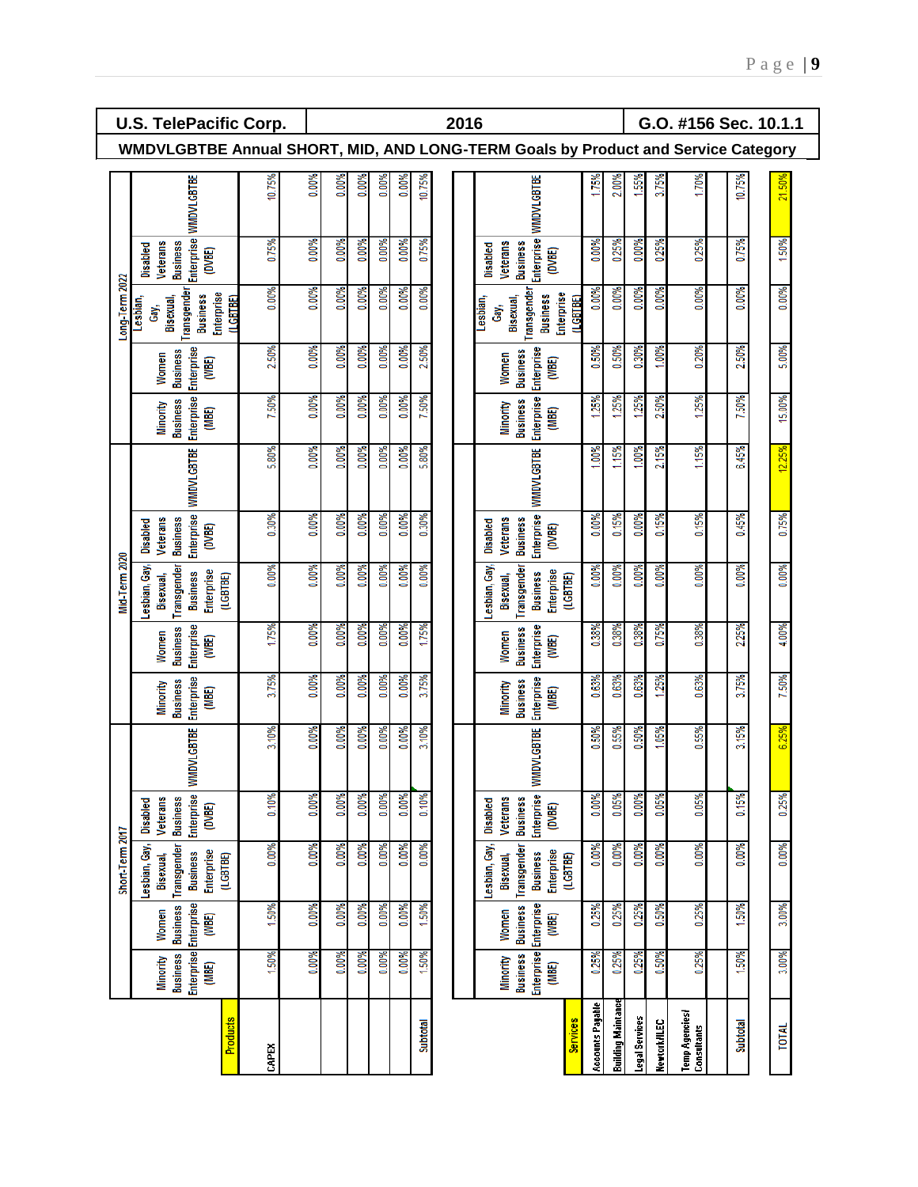| U.S. TelePacific Corp. | 2016 | G.O. #156 Sec. 10.1.1 |
|---|---|---|

**WMDVLGBTBE Annual SHORT, MID, AND LONG-TERM Goals by Product and Service Category**

| | Short-Term 2017 | | | | | Mid-Term 2020 | | | | | Long-Term 2022 | | | | |
|---|---|---|---|---|---|---|---|---|---|---|---|---|---|---|---|
| **Products** | Minority Business Enterprise (MBE) | Women Business Enterprise (WBE) | Lesbian, Gay, Bisexual, Transgender Business Enterprise (LGBTBE) | Disabled Veterans Business Enterprise (DVBE) | WMDVLGBTBE | Minority Business Enterprise (MBE) | Women Business Enterprise (WBE) | Lesbian, Gay, Bisexual, Transgender Business Enterprise (LGBTBE) | Disabled Veterans Business Enterprise (DVBE) | WMDVLGBTBE | Minority Business Enterprise (MBE) | Women Business Enterprise (WBE) | Lesbian, Gay, Bisexual, Transgender Business Enterprise (LGBTBE) | Disabled Veterans Business Enterprise (DVBE) | WMDVLGBTBE |
| CAPEX | 1.50% | 1.50% | 0.00% | 0.10% | 3.10% | 3.75% | 1.75% | 0.00% | 0.30% | 5.80% | 7.50% | 2.50% | 0.00% | 0.75% | 10.75% |
| | 0.00% | 0.00% | 0.00% | 0.00% | 0.00% | 0.00% | 0.00% | 0.00% | 0.00% | 0.00% | 0.00% | 0.00% | 0.00% | 0.00% | 0.00% |
| | 0.00% | 0.00% | 0.00% | 0.00% | 0.00% | 0.00% | 0.00% | 0.00% | 0.00% | 0.00% | 0.00% | 0.00% | 0.00% | 0.00% | 0.00% |
| | 0.00% | 0.00% | 0.00% | 0.00% | 0.00% | 0.00% | 0.00% | 0.00% | 0.00% | 0.00% | 0.00% | 0.00% | 0.00% | 0.00% | 0.00% |
| | 0.00% | 0.00% | 0.00% | 0.00% | 0.00% | 0.00% | 0.00% | 0.00% | 0.00% | 0.00% | 0.00% | 0.00% | 0.00% | 0.00% | 0.00% |
| | 0.00% | 0.00% | 0.00% | 0.00% | 0.00% | 0.00% | 0.00% | 0.00% | 0.00% | 0.00% | 0.00% | 0.00% | 0.00% | 0.00% | 0.00% |
| Subtotal | 1.50% | 1.50% | 0.00% | 0.10% | 3.10% | 3.75% | 1.75% | 0.00% | 0.30% | 5.80% | 7.50% | 2.50% | 0.00% | 0.75% | 10.75% |
| **Services** | Minority Business Enterprise (MBE) | Women Business Enterprise (WBE) | Lesbian, Gay, Bisexual, Transgender Business Enterprise (LGBTBE) | Disabled Veterans Business Enterprise (DVBE) | WMDVLGBTBE | Minority Business Enterprise (MBE) | Women Business Enterprise (WBE) | Lesbian, Gay, Bisexual, Transgender Business Enterprise (LGBTBE) | Disabled Veterans Business Enterprise (DVBE) | WMDVLGBTBE | Minority Business Enterprise (MBE) | Women Business Enterprise (WBE) | Lesbian, Gay, Bisexual, Transgender Business Enterprise (LGBTBE) | Disabled Veterans Business Enterprise (DVBE) | WMDVLGBTBE |
| Accounts Payable | 0.25% | 0.25% | 0.00% | 0.00% | 0.50% | 0.63% | 0.38% | 0.00% | 0.00% | 1.00% | 1.25% | 0.50% | 0.00% | 0.00% | 1.75% |
| Building Maintance | 0.25% | 0.25% | 0.00% | 0.05% | 0.55% | 0.63% | 0.38% | 0.00% | 0.15% | 1.15% | 1.25% | 0.50% | 0.00% | 0.25% | 2.00% |
| Legal Services | 0.25% | 0.25% | 0.00% | 0.00% | 0.50% | 0.63% | 0.38% | 0.00% | 0.00% | 1.00% | 1.25% | 0.30% | 0.00% | 0.00% | 1.55% |
| Network/ILEC | 0.50% | 0.50% | 0.00% | 0.05% | 1.05% | 1.25% | 0.75% | 0.00% | 0.15% | 2.15% | 2.50% | 1.00% | 0.00% | 0.25% | 3.75% |
| Temp Agencies/ Consultants | 0.25% | 0.25% | 0.00% | 0.05% | 0.55% | 0.63% | 0.38% | 0.00% | 0.15% | 1.15% | 1.25% | 0.20% | 0.00% | 0.25% | 1.70% |
| Subtotal | 1.50% | 1.50% | 0.00% | 0.15% | 3.15% | 3.75% | 2.25% | 0.00% | 0.45% | 6.45% | 7.50% | 2.50% | 0.00% | 0.75% | 10.75% |
| TOTAL | 3.00% | 3.00% | 0.00% | 0.25% | 6.25% | 7.50% | 4.00% | 0.00% | 0.75% | 12.25% | 15.00% | 5.00% | 0.00% | 1.50% | 21.50% |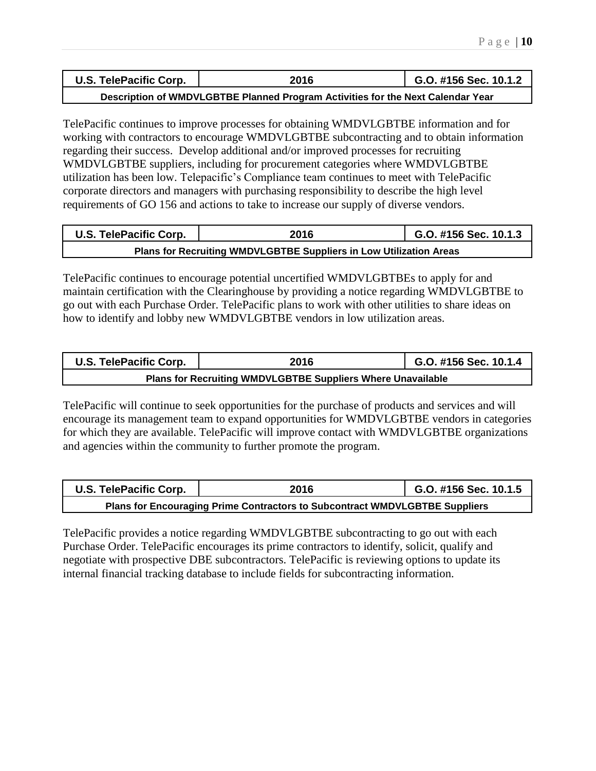| U.S. TelePacific Corp. | 2016 | G.O. #156 Sec. 10.1.2 |
| --- | --- | --- |
| **Description of WMDVLGBTBE Planned Program Activities for the Next Calendar Year** | | |

TelePacific continues to improve processes for obtaining WMDVLGBTBE information and for working with contractors to encourage WMDVLGBTBE subcontracting and to obtain information regarding their success. Develop additional and/or improved processes for recruiting WMDVLGBTBE suppliers, including for procurement categories where WMDVLGBTBE utilization has been low. Telepacific's Compliance team continues to meet with TelePacific corporate directors and managers with purchasing responsibility to describe the high level requirements of GO 156 and actions to take to increase our supply of diverse vendors.

| U.S. TelePacific Corp. | 2016 | G.O. #156 Sec. 10.1.3 |
| --- | --- | --- |
| **Plans for Recruiting WMDVLGBTBE Suppliers in Low Utilization Areas** | | |

TelePacific continues to encourage potential uncertified WMDVLGBTBEs to apply for and maintain certification with the Clearinghouse by providing a notice regarding WMDVLGBTBE to go out with each Purchase Order. TelePacific plans to work with other utilities to share ideas on how to identify and lobby new WMDVLGBTBE vendors in low utilization areas.

| U.S. TelePacific Corp. | 2016 | G.O. #156 Sec. 10.1.4 |
| --- | --- | --- |
| **Plans for Recruiting WMDVLGBTBE Suppliers Where Unavailable** | | |

TelePacific will continue to seek opportunities for the purchase of products and services and will encourage its management team to expand opportunities for WMDVLGBTBE vendors in categories for which they are available. TelePacific will improve contact with WMDVLGBTBE organizations and agencies within the community to further promote the program.

| U.S. TelePacific Corp. | 2016 | G.O. #156 Sec. 10.1.5 |
| --- | --- | --- |
| **Plans for Encouraging Prime Contractors to Subcontract WMDVLGBTBE Suppliers** | | |

TelePacific provides a notice regarding WMDVLGBTBE subcontracting to go out with each Purchase Order. TelePacific encourages its prime contractors to identify, solicit, qualify and negotiate with prospective DBE subcontractors. TelePacific is reviewing options to update its internal financial tracking database to include fields for subcontracting information.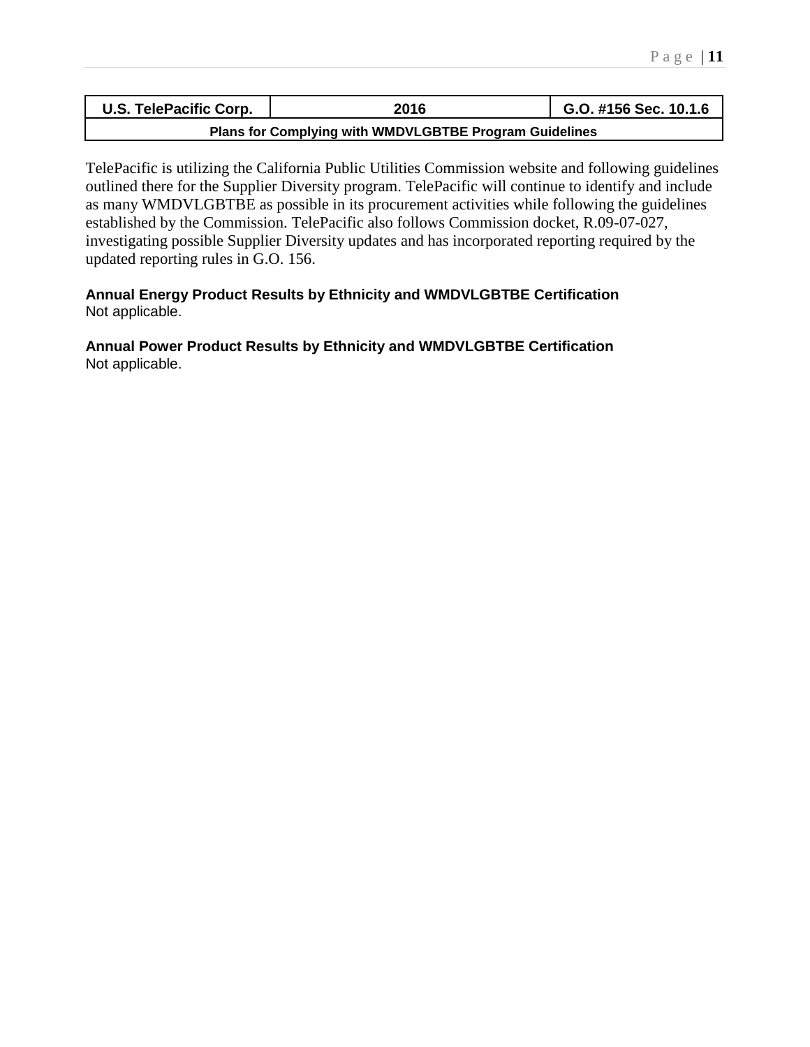| U.S. TelePacific Corp. | 2016 | G.O. #156 Sec. 10.1.6 |
|---|---|---|
| **Plans for Complying with WMDVLGBTBE Program Guidelines** | | |

TelePacific is utilizing the California Public Utilities Commission website and following guidelines outlined there for the Supplier Diversity program. TelePacific will continue to identify and include as many WMDVLGBTBE as possible in its procurement activities while following the guidelines established by the Commission. TelePacific also follows Commission docket, R.09-07-027, investigating possible Supplier Diversity updates and has incorporated reporting required by the updated reporting rules in G.O. 156.

**Annual Energy Product Results by Ethnicity and WMDVLGBTBE Certification**
Not applicable.

**Annual Power Product Results by Ethnicity and WMDVLGBTBE Certification**
Not applicable.